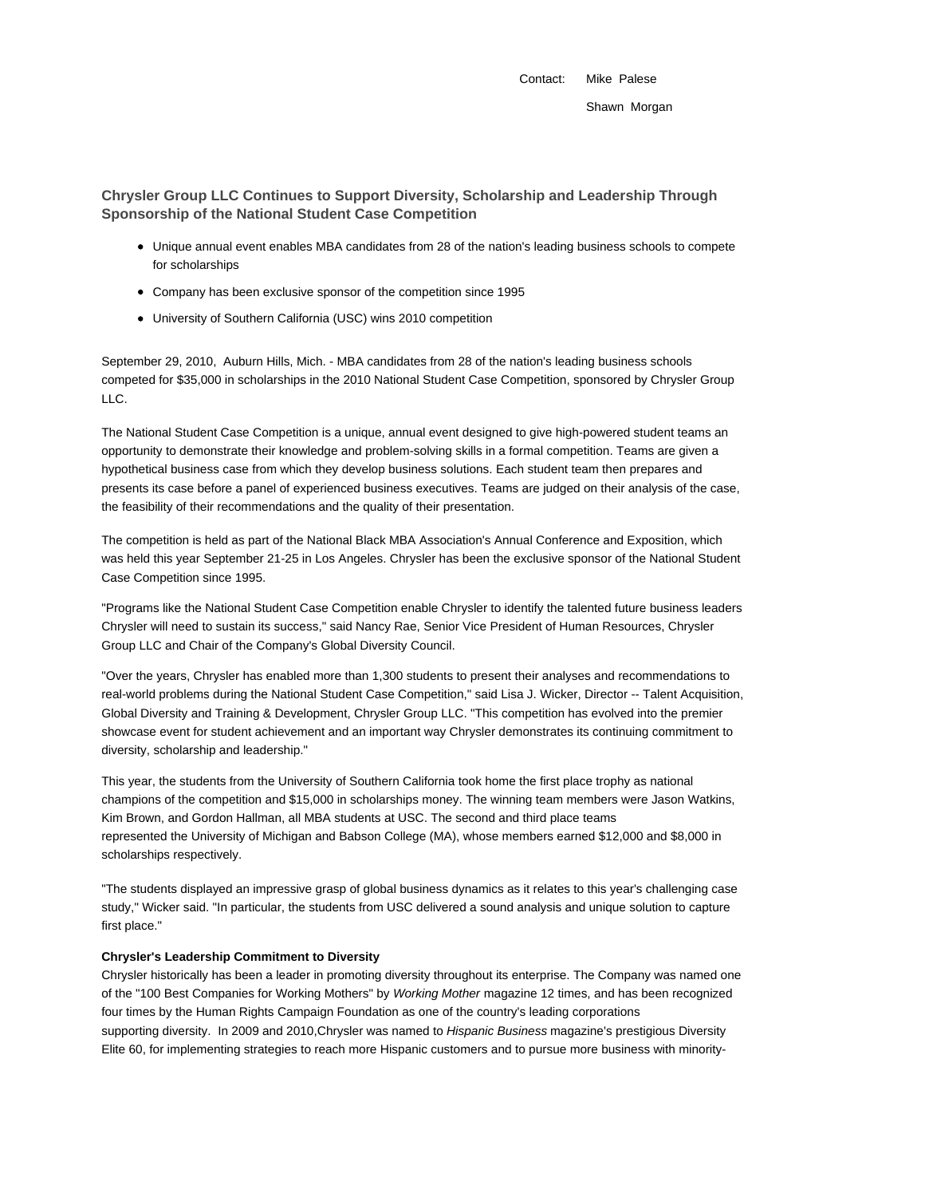Contact: Mike Palese

Shawn Morgan

## Chrysler Group LLC Continues to Support Diversity, Scholarship and Leadership Through Sponsorship of the National Student Case Competition

- Unique annual event enables MBA candidates from 28 of the nation's leading business schools to compete for scholarships
- Company has been exclusive sponsor of the competition since 1995
- University of Southern California (USC) wins 2010 competition

September 29, 2010, Auburn Hills, Mich. - MBA candidates from 28 of the nation's leading business schools competed for $35,000 in scholarships in the 2010 National Student Case Competition, sponsored by Chrysler Group LLC.

The National Student Case Competition is a unique, annual event designed to give high-powered student teams an opportunity to demonstrate their knowledge and problem-solving skills in a formal competition. Teams are given a hypothetical business case from which they develop business solutions. Each student team then prepares and presents its case before a panel of experienced business executives. Teams are judged on their analysis of the case, the feasibility of their recommendations and the quality of their presentation.

The competition is held as part of the National Black MBA Association's Annual Conference and Exposition, which was held this year September 21-25 in Los Angeles. Chrysler has been the exclusive sponsor of the National Student Case Competition since 1995.

"Programs like the National Student Case Competition enable Chrysler to identify the talented future business leaders Chrysler will need to sustain its success," said Nancy Rae, Senior Vice President of Human Resources, Chrysler Group LLC and Chair of the Company's Global Diversity Council.

"Over the years, Chrysler has enabled more than 1,300 students to present their analyses and recommendations to real-world problems during the National Student Case Competition," said Lisa J. Wicker, Director -- Talent Acquisition, Global Diversity and Training & Development, Chrysler Group LLC. "This competition has evolved into the premier showcase event for student achievement and an important way Chrysler demonstrates its continuing commitment to diversity, scholarship and leadership."

This year, the students from the University of Southern California took home the first place trophy as national champions of the competition and $15,000 in scholarships money. The winning team members were Jason Watkins, Kim Brown, and Gordon Hallman, all MBA students at USC. The second and third place teams represented the University of Michigan and Babson College (MA), whose members earned $12,000 and $8,000 in scholarships respectively.

"The students displayed an impressive grasp of global business dynamics as it relates to this year's challenging case study," Wicker said. "In particular, the students from USC delivered a sound analysis and unique solution to capture first place."

**Chrysler's Leadership Commitment to Diversity**

Chrysler historically has been a leader in promoting diversity throughout its enterprise. The Company was named one of the "100 Best Companies for Working Mothers" by *Working Mother* magazine 12 times, and has been recognized four times by the Human Rights Campaign Foundation as one of the country's leading corporations supporting diversity. In 2009 and 2010,Chrysler was named to *Hispanic Business* magazine's prestigious Diversity Elite 60, for implementing strategies to reach more Hispanic customers and to pursue more business with minority-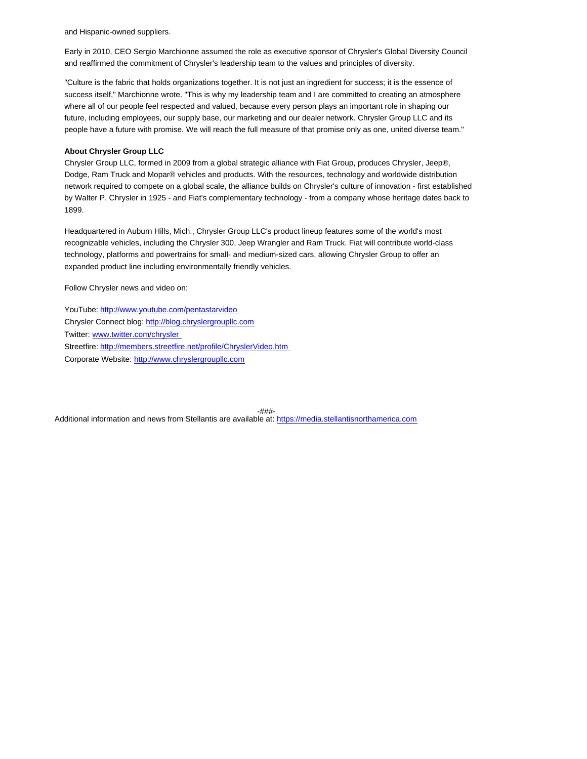and Hispanic-owned suppliers.

Early in 2010, CEO Sergio Marchionne assumed the role as executive sponsor of Chrysler's Global Diversity Council and reaffirmed the commitment of Chrysler's leadership team to the values and principles of diversity.

"Culture is the fabric that holds organizations together. It is not just an ingredient for success; it is the essence of success itself," Marchionne wrote. "This is why my leadership team and I are committed to creating an atmosphere where all of our people feel respected and valued, because every person plays an important role in shaping our future, including employees, our supply base, our marketing and our dealer network. Chrysler Group LLC and its people have a future with promise. We will reach the full measure of that promise only as one, united diverse team."

**About Chrysler Group LLC**

Chrysler Group LLC, formed in 2009 from a global strategic alliance with Fiat Group, produces Chrysler, Jeep®, Dodge, Ram Truck and Mopar® vehicles and products. With the resources, technology and worldwide distribution network required to compete on a global scale, the alliance builds on Chrysler's culture of innovation - first established by Walter P. Chrysler in 1925 - and Fiat's complementary technology - from a company whose heritage dates back to 1899.

Headquartered in Auburn Hills, Mich., Chrysler Group LLC's product lineup features some of the world's most recognizable vehicles, including the Chrysler 300, Jeep Wrangler and Ram Truck. Fiat will contribute world-class technology, platforms and powertrains for small- and medium-sized cars, allowing Chrysler Group to offer an expanded product line including environmentally friendly vehicles.

Follow Chrysler news and video on:

YouTube: http://www.youtube.com/pentastarvideo
Chrysler Connect blog: http://blog.chryslergroupllc.com
Twitter: www.twitter.com/chrysler
Streetfire: http://members.streetfire.net/profile/ChryslerVideo.htm
Corporate Website: http://www.chryslergroupllc.com

-###-

Additional information and news from Stellantis are available at: https://media.stellantisnorthamerica.com